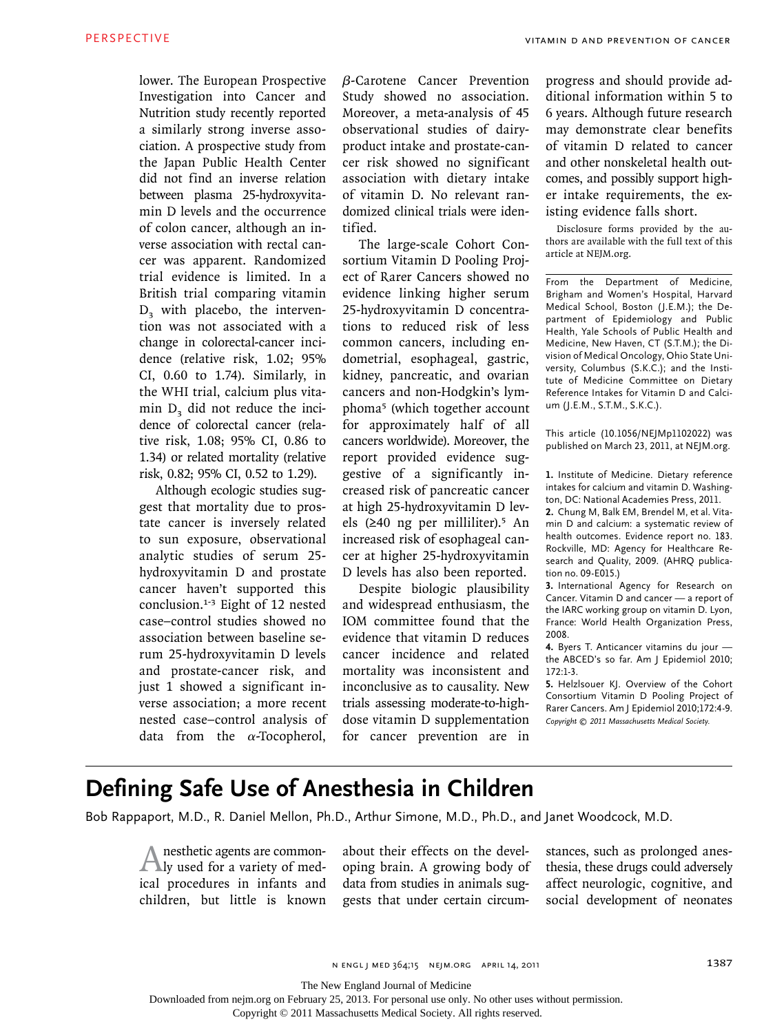lower. The European Prospective Investigation into Cancer and Nutrition study recently reported a similarly strong inverse association. A prospective study from the Japan Public Health Center did not find an inverse relation between plasma 25-hydroxyvitamin D levels and the occurrence of colon cancer, although an inverse association with rectal cancer was apparent. Randomized trial evidence is limited. In a British trial comparing vitamin $D_3$ with placebo, the intervention was not associated with a change in colorectal-cancer incidence (relative risk, 1.02; 95% CI, 0.60 to 1.74). Similarly, in the WHI trial, calcium plus vitamin $D_3$ did not reduce the incidence of colorectal cancer (relative risk, 1.08; 95% CI, 0.86 to 1.34) or related mortality (relative risk, 0.82; 95% CI, 0.52 to 1.29).

Although ecologic studies suggest that mortality due to prostate cancer is inversely related to sun exposure, observational analytic studies of serum 25-hydroxyvitamin D and prostate cancer haven't supported this conclusion.[1-3] Eight of 12 nested case–control studies showed no association between baseline serum 25-hydroxyvitamin D levels and prostate-cancer risk, and just 1 showed a significant inverse association; a more recent nested case–control analysis of data from the $\alpha$-Tocopherol, $\beta$-Carotene Cancer Prevention Study showed no association. Moreover, a meta-analysis of 45 observational studies of dairy-product intake and prostate-cancer risk showed no significant association with dietary intake of vitamin D. No relevant randomized clinical trials were identified.

The large-scale Cohort Consortium Vitamin D Pooling Project of Rarer Cancers showed no evidence linking higher serum 25-hydroxyvitamin D concentrations to reduced risk of less common cancers, including endometrial, esophageal, gastric, kidney, pancreatic, and ovarian cancers and non-Hodgkin's lymphoma[5] (which together account for approximately half of all cancers worldwide). Moreover, the report provided evidence suggestive of a significantly increased risk of pancreatic cancer at high 25-hydroxyvitamin D levels (≥40 ng per milliliter).[5] An increased risk of esophageal cancer at higher 25-hydroxyvitamin D levels has also been reported.

Despite biologic plausibility and widespread enthusiasm, the IOM committee found that the evidence that vitamin D reduces cancer incidence and related mortality was inconsistent and inconclusive as to causality. New trials assessing moderate-to-high-dose vitamin D supplementation for cancer prevention are in progress and should provide additional information within 5 to 6 years. Although future research may demonstrate clear benefits of vitamin D related to cancer and other nonskeletal health outcomes, and possibly support higher intake requirements, the existing evidence falls short.

Disclosure forms provided by the authors are available with the full text of this article at NEJM.org.

From the Department of Medicine, Brigham and Women's Hospital, Harvard Medical School, Boston (J.E.M.); the Department of Epidemiology and Public Health, Yale Schools of Public Health and Medicine, New Haven, CT (S.T.M.); the Division of Medical Oncology, Ohio State University, Columbus (S.K.C.); and the Institute of Medicine Committee on Dietary Reference Intakes for Vitamin D and Calcium (J.E.M., S.T.M., S.K.C.).

This article (10.1056/NEJMp1102022) was published on March 23, 2011, at NEJM.org.

1. Institute of Medicine. Dietary reference intakes for calcium and vitamin D. Washington, DC: National Academies Press, 2011.
2. Chung M, Balk EM, Brendel M, et al. Vitamin D and calcium: a systematic review of health outcomes. Evidence report no. 183. Rockville, MD: Agency for Healthcare Research and Quality, 2009. (AHRQ publication no. 09-E015.)
3. International Agency for Research on Cancer. Vitamin D and cancer — a report of the IARC working group on vitamin D. Lyon, France: World Health Organization Press, 2008.
4. Byers T. Anticancer vitamins du jour — the ABCED's so far. Am J Epidemiol 2010; 172:1-3.
5. Helzlsouer KJ. Overview of the Cohort Consortium Vitamin D Pooling Project of Rarer Cancers. Am J Epidemiol 2010;172:4-9.

*Copyright © 2011 Massachusetts Medical Society.*

# Defining Safe Use of Anesthesia in Children

Bob Rappaport, M.D., R. Daniel Mellon, Ph.D., Arthur Simone, M.D., Ph.D., and Janet Woodcock, M.D.

Anesthetic agents are commonly used for a variety of medical procedures in infants and children, but little is known about their effects on the developing brain. A growing body of data from studies in animals suggests that under certain circumstances, such as prolonged anesthesia, these drugs could adversely affect neurologic, cognitive, and social development of neonates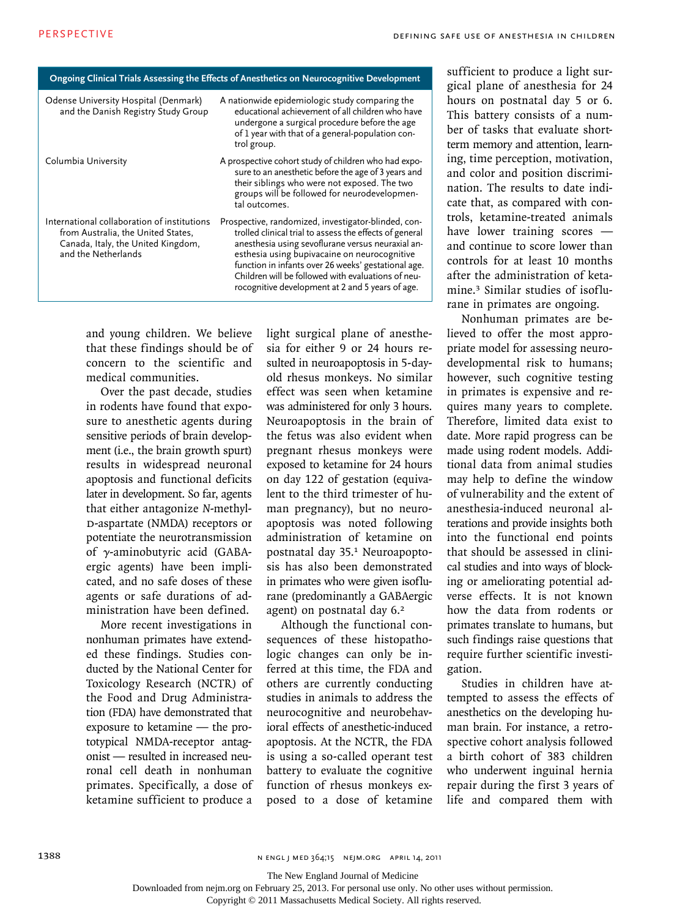**Ongoing Clinical Trials Assessing the Effects of Anesthetics on Neurocognitive Development**

| | |
|---|---|
| Odense University Hospital (Denmark) and the Danish Registry Study Group | A nationwide epidemiologic study comparing the educational achievement of all children who have undergone a surgical procedure before the age of 1 year with that of a general-population control group. |
| Columbia University | A prospective cohort study of children who had exposure to an anesthetic before the age of 3 years and their siblings who were not exposed. The two groups will be followed for neurodevelopmental outcomes. |
| International collaboration of institutions from Australia, the United States, Canada, Italy, the United Kingdom, and the Netherlands | Prospective, randomized, investigator-blinded, controlled clinical trial to assess the effects of general anesthesia using sevoflurane versus neuraxial anesthesia using bupivacaine on neurocognitive function in infants over 26 weeks' gestational age. Children will be followed with evaluations of neurocognitive development at 2 and 5 years of age. |

and young children. We believe that these findings should be of concern to the scientific and medical communities.

Over the past decade, studies in rodents have found that exposure to anesthetic agents during sensitive periods of brain development (i.e., the brain growth spurt) results in widespread neuronal apoptosis and functional deficits later in development. So far, agents that either antagonize *N*-methyl-D-aspartate (NMDA) receptors or potentiate the neurotransmission of γ-aminobutyric acid (GABAergic agents) have been implicated, and no safe doses of these agents or safe durations of administration have been defined.

More recent investigations in nonhuman primates have extended these findings. Studies conducted by the National Center for Toxicology Research (NCTR) of the Food and Drug Administration (FDA) have demonstrated that exposure to ketamine — the prototypical NMDA-receptor antagonist — resulted in increased neuronal cell death in nonhuman primates. Specifically, a dose of ketamine sufficient to produce a light surgical plane of anesthesia for either 9 or 24 hours resulted in neuroapoptosis in 5-day-old rhesus monkeys. No similar effect was seen when ketamine was administered for only 3 hours. Neuroapoptosis in the brain of the fetus was also evident when pregnant rhesus monkeys were exposed to ketamine for 24 hours on day 122 of gestation (equivalent to the third trimester of human pregnancy), but no neuroapoptosis was noted following administration of ketamine on postnatal day 35.[1] Neuroapoptosis has also been demonstrated in primates who were given isoflurane (predominantly a GABAergic agent) on postnatal day 6.[2]

Although the functional consequences of these histopathologic changes can only be inferred at this time, the FDA and others are currently conducting studies in animals to address the neurocognitive and neurobehavioral effects of anesthetic-induced apoptosis. At the NCTR, the FDA is using a so-called operant test battery to evaluate the cognitive function of rhesus monkeys exposed to a dose of ketamine sufficient to produce a light surgical plane of anesthesia for 24 hours on postnatal day 5 or 6. This battery consists of a number of tasks that evaluate short-term memory and attention, learning, time perception, motivation, and color and position discrimination. The results to date indicate that, as compared with controls, ketamine-treated animals have lower training scores — and continue to score lower than controls for at least 10 months after the administration of ketamine.[3] Similar studies of isoflurane in primates are ongoing.

Nonhuman primates are believed to offer the most appropriate model for assessing neurodevelopmental risk to humans; however, such cognitive testing in primates is expensive and requires many years to complete. Therefore, limited data exist to date. More rapid progress can be made using rodent models. Additional data from animal studies may help to define the window of vulnerability and the extent of anesthesia-induced neuronal alterations and provide insights both into the functional end points that should be assessed in clinical studies and into ways of blocking or ameliorating potential adverse effects. It is not known how the data from rodents or primates translate to humans, but such findings raise questions that require further scientific investigation.

Studies in children have attempted to assess the effects of anesthetics on the developing human brain. For instance, a retrospective cohort analysis followed a birth cohort of 383 children who underwent inguinal hernia repair during the first 3 years of life and compared them with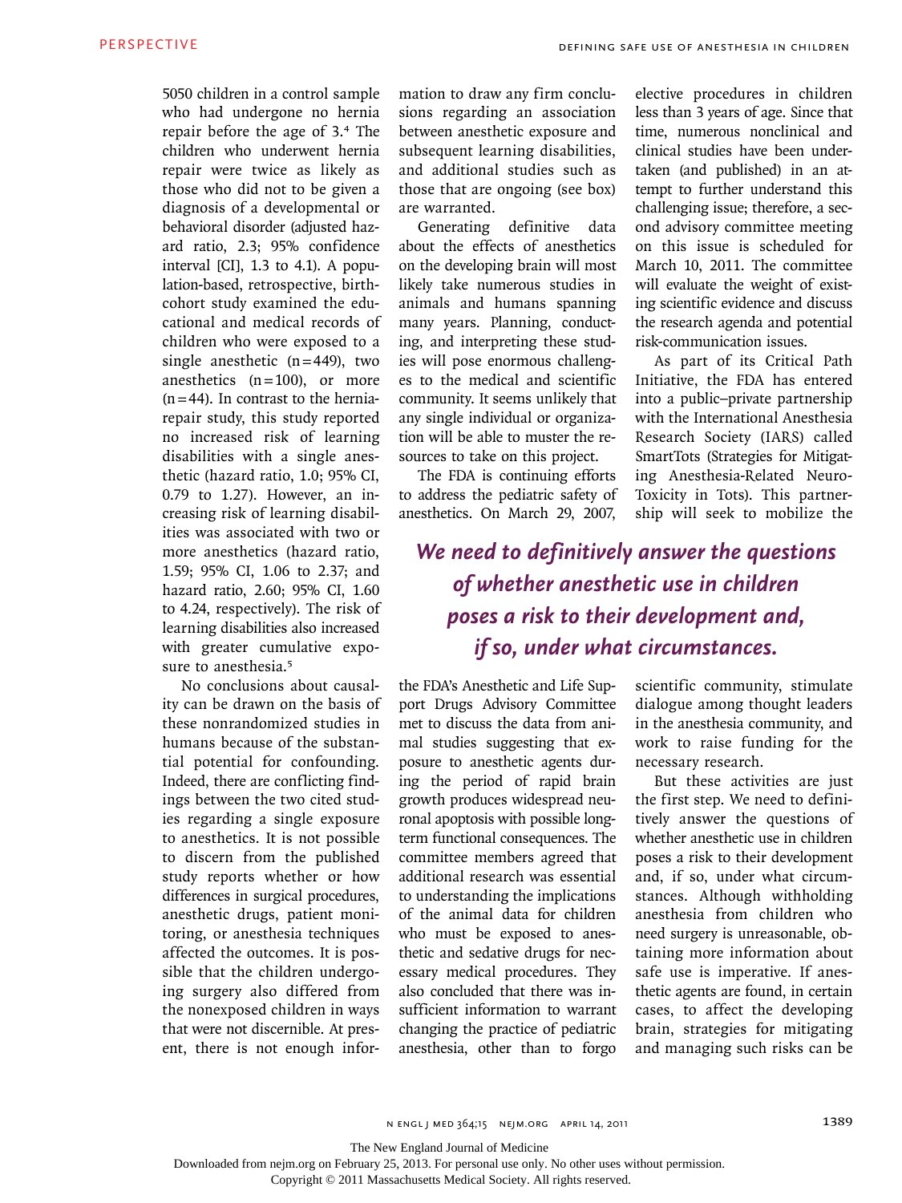5050 children in a control sample who had undergone no hernia repair before the age of 3.[4] The children who underwent hernia repair were twice as likely as those who did not to be given a diagnosis of a developmental or behavioral disorder (adjusted hazard ratio, 2.3; 95% confidence interval [CI], 1.3 to 4.1). A population-based, retrospective, birth-cohort study examined the educational and medical records of children who were exposed to a single anesthetic (n = 449), two anesthetics (n = 100), or more (n = 44). In contrast to the hernia-repair study, this study reported no increased risk of learning disabilities with a single anesthetic (hazard ratio, 1.0; 95% CI, 0.79 to 1.27). However, an increasing risk of learning disabilities was associated with two or more anesthetics (hazard ratio, 1.59; 95% CI, 1.06 to 2.37; and hazard ratio, 2.60; 95% CI, 1.60 to 4.24, respectively). The risk of learning disabilities also increased with greater cumulative exposure to anesthesia.[5]

No conclusions about causality can be drawn on the basis of these nonrandomized studies in humans because of the substantial potential for confounding. Indeed, there are conflicting findings between the two cited studies regarding a single exposure to anesthetics. It is not possible to discern from the published study reports whether or how differences in surgical procedures, anesthetic drugs, patient monitoring, or anesthesia techniques affected the outcomes. It is possible that the children undergoing surgery also differed from the nonexposed children in ways that were not discernible. At present, there is not enough information to draw any firm conclusions regarding an association between anesthetic exposure and subsequent learning disabilities, and additional studies such as those that are ongoing (see box) are warranted.

Generating definitive data about the effects of anesthetics on the developing brain will most likely take numerous studies in animals and humans spanning many years. Planning, conducting, and interpreting these studies will pose enormous challenges to the medical and scientific community. It seems unlikely that any single individual or organization will be able to muster the resources to take on this project.

The FDA is continuing efforts to address the pediatric safety of anesthetics. On March 29, 2007, the FDA's Anesthetic and Life Support Drugs Advisory Committee met to discuss the data from animal studies suggesting that exposure to anesthetic agents during the period of rapid brain growth produces widespread neuronal apoptosis with possible long-term functional consequences. The committee members agreed that additional research was essential to understanding the implications of the animal data for children who must be exposed to anesthetic and sedative drugs for necessary medical procedures. They also concluded that there was insufficient information to warrant changing the practice of pediatric anesthesia, other than to forgo elective procedures in children less than 3 years of age. Since that time, numerous nonclinical and clinical studies have been undertaken (and published) in an attempt to further understand this challenging issue; therefore, a second advisory committee meeting on this issue is scheduled for March 10, 2011. The committee will evaluate the weight of existing scientific evidence and discuss the research agenda and potential risk-communication issues.

As part of its Critical Path Initiative, the FDA has entered into a public–private partnership with the International Anesthesia Research Society (IARS) called SmartTots (Strategies for Mitigating Anesthesia-Related NeuroToxicity in Tots). This partnership will seek to mobilize the scientific community, stimulate dialogue among thought leaders in the anesthesia community, and work to raise funding for the necessary research.

***We need to definitively answer the questions of whether anesthetic use in children poses a risk to their development and, if so, under what circumstances.***

But these activities are just the first step. We need to definitively answer the questions of whether anesthetic use in children poses a risk to their development and, if so, under what circumstances. Although withholding anesthesia from children who need surgery is unreasonable, obtaining more information about safe use is imperative. If anesthetic agents are found, in certain cases, to affect the developing brain, strategies for mitigating and managing such risks can be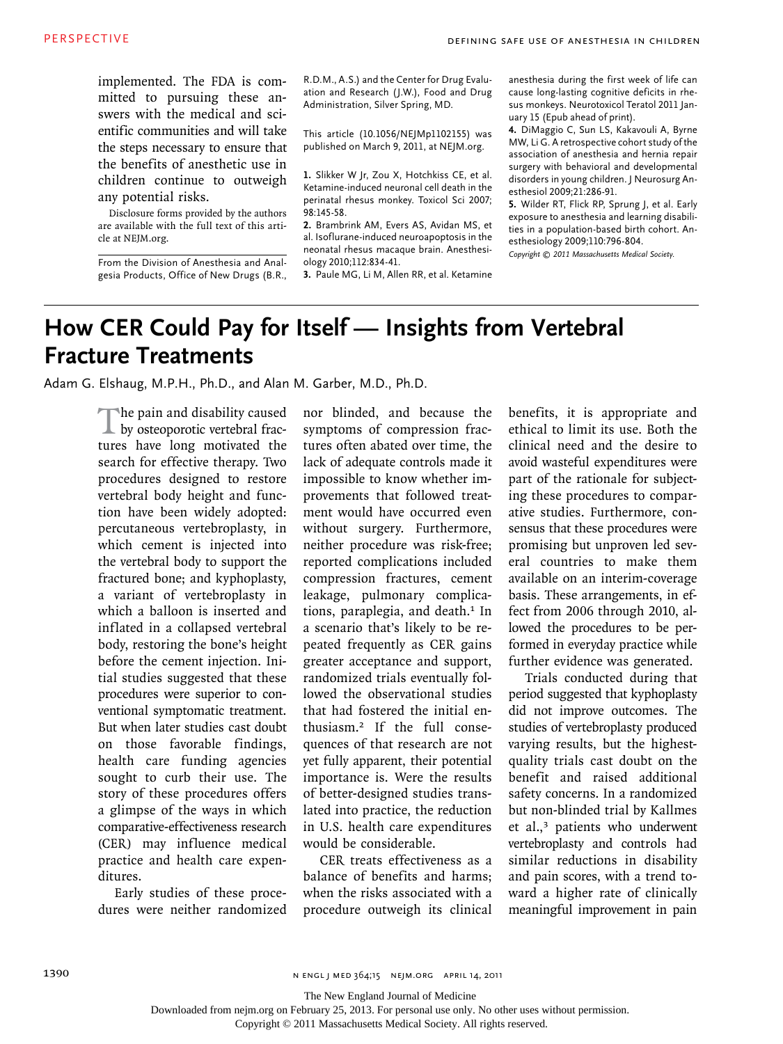implemented. The FDA is committed to pursuing these answers with the medical and scientific communities and will take the steps necessary to ensure that the benefits of anesthetic use in children continue to outweigh any potential risks.

Disclosure forms provided by the authors are available with the full text of this article at NEJM.org.

From the Division of Anesthesia and Analgesia Products, Office of New Drugs (B.R., R.D.M., A.S.) and the Center for Drug Evaluation and Research (J.W.), Food and Drug Administration, Silver Spring, MD.

This article (10.1056/NEJMp1102155) was published on March 9, 2011, at NEJM.org.

1. Slikker W Jr, Zou X, Hotchkiss CE, et al. Ketamine-induced neuronal cell death in the perinatal rhesus monkey. Toxicol Sci 2007; 98:145-58.
2. Brambrink AM, Evers AS, Avidan MS, et al. Isoflurane-induced neuroapoptosis in the neonatal rhesus macaque brain. Anesthesiology 2010;112:834-41.
3. Paule MG, Li M, Allen RR, et al. Ketamine anesthesia during the first week of life can cause long-lasting cognitive deficits in rhesus monkeys. Neurotoxicol Teratol 2011 January 15 (Epub ahead of print).
4. DiMaggio C, Sun LS, Kakavouli A, Byrne MW, Li G. A retrospective cohort study of the association of anesthesia and hernia repair surgery with behavioral and developmental disorders in young children. J Neurosurg Anesthesiol 2009;21:286-91.
5. Wilder RT, Flick RP, Sprung J, et al. Early exposure to anesthesia and learning disabilities in a population-based birth cohort. Anesthesiology 2009;110:796-804.

*Copyright © 2011 Massachusetts Medical Society.*

# How CER Could Pay for Itself — Insights from Vertebral Fracture Treatments

Adam G. Elshaug, M.P.H., Ph.D., and Alan M. Garber, M.D., Ph.D.

The pain and disability caused by osteoporotic vertebral fractures have long motivated the search for effective therapy. Two procedures designed to restore vertebral body height and function have been widely adopted: percutaneous vertebroplasty, in which cement is injected into the vertebral body to support the fractured bone; and kyphoplasty, a variant of vertebroplasty in which a balloon is inserted and inflated in a collapsed vertebral body, restoring the bone's height before the cement injection. Initial studies suggested that these procedures were superior to conventional symptomatic treatment. But when later studies cast doubt on those favorable findings, health care funding agencies sought to curb their use. The story of these procedures offers a glimpse of the ways in which comparative-effectiveness research (CER) may influence medical practice and health care expenditures.

Early studies of these procedures were neither randomized nor blinded, and because the symptoms of compression fractures often abated over time, the lack of adequate controls made it impossible to know whether improvements that followed treatment would have occurred even without surgery. Furthermore, neither procedure was risk-free; reported complications included compression fractures, cement leakage, pulmonary complications, paraplegia, and death.[1] In a scenario that's likely to be repeated frequently as CER gains greater acceptance and support, randomized trials eventually followed the observational studies that had fostered the initial enthusiasm.[2] If the full consequences of that research are not yet fully apparent, their potential importance is. Were the results of better-designed studies translated into practice, the reduction in U.S. health care expenditures would be considerable.

CER treats effectiveness as a balance of benefits and harms; when the risks associated with a procedure outweigh its clinical benefits, it is appropriate and ethical to limit its use. Both the clinical need and the desire to avoid wasteful expenditures were part of the rationale for subjecting these procedures to comparative studies. Furthermore, consensus that these procedures were promising but unproven led several countries to make them available on an interim-coverage basis. These arrangements, in effect from 2006 through 2010, allowed the procedures to be performed in everyday practice while further evidence was generated.

Trials conducted during that period suggested that kyphoplasty did not improve outcomes. The studies of vertebroplasty produced varying results, but the highest-quality trials cast doubt on the benefit and raised additional safety concerns. In a randomized but non-blinded trial by Kallmes et al.,[3] patients who underwent vertebroplasty and controls had similar reductions in disability and pain scores, with a trend toward a higher rate of clinically meaningful improvement in pain